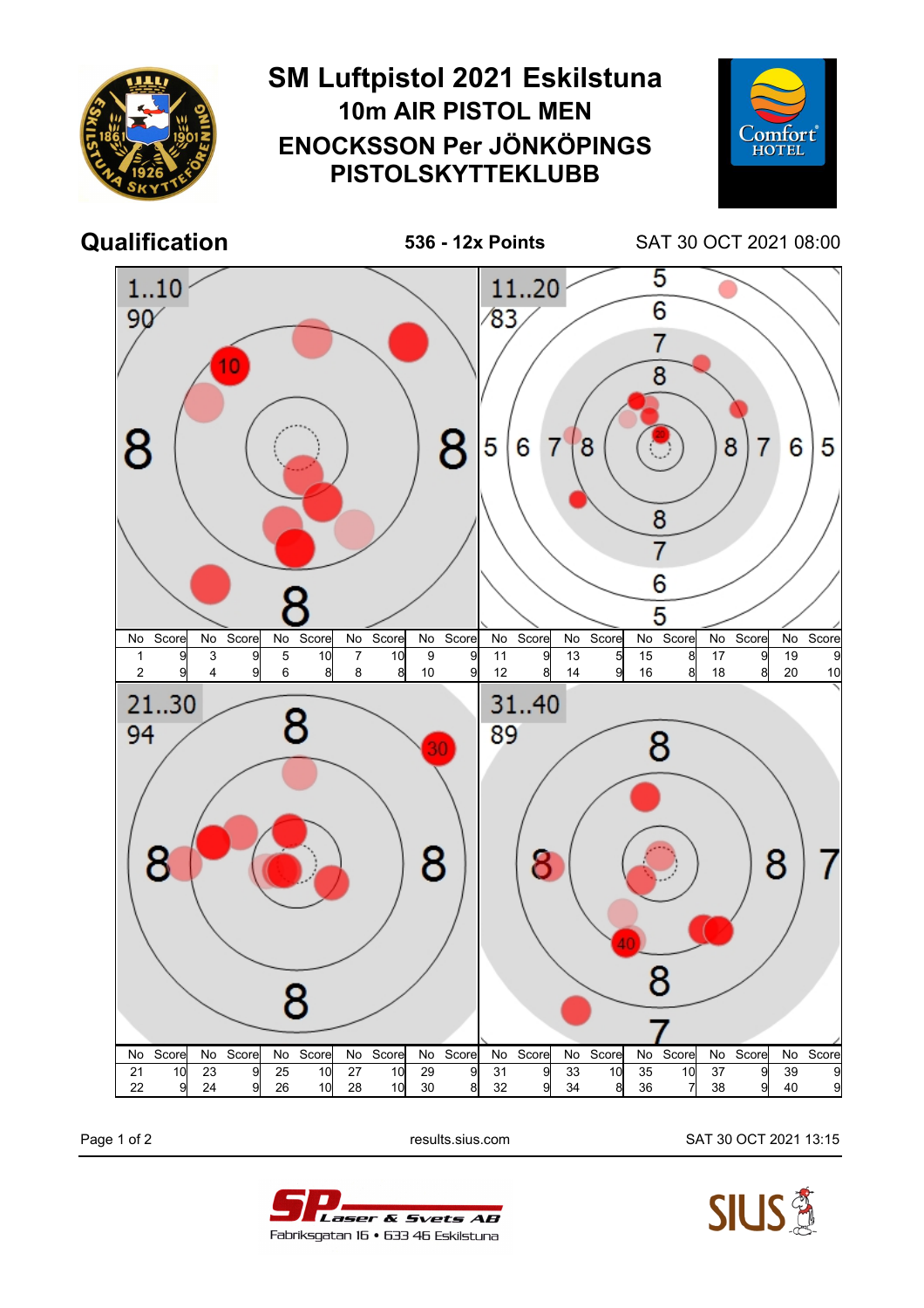# SM Luftpistol 2021 Eskilstuna

## 10m AIR PISTOL MEN

## ENOCKSSON Per JÖNKÖPINGS PISTOLSKYTTEKLUBB

## Qualification

**536 - 12x Points**

SAT 30 OCT 2021 08:00

**1..10** — 90

| No | Score | No | Score | No | Score | No | Score | No | Score |
|---|---|---|---|---|---|---|---|---|---|
| 1 | 9 | 3 | 9 | 5 | 10 | 7 | 10 | 9 | 9 |
| 2 | 9 | 4 | 9 | 6 | 8 | 8 | 8 | 10 | 9 |

**11..20** — 83

| No | Score | No | Score | No | Score | No | Score | No | Score |
|---|---|---|---|---|---|---|---|---|---|
| 11 | 9 | 13 | 5 | 15 | 8 | 17 | 9 | 19 | 9 |
| 12 | 8 | 14 | 9 | 16 | 8 | 18 | 8 | 20 | 10 |

**21..30** — 94

| No | Score | No | Score | No | Score | No | Score | No | Score |
|---|---|---|---|---|---|---|---|---|---|
| 21 | 10 | 23 | 9 | 25 | 10 | 27 | 10 | 29 | 9 |
| 22 | 9 | 24 | 9 | 26 | 10 | 28 | 10 | 30 | 8 |

**31..40** — 89

| No | Score | No | Score | No | Score | No | Score | No | Score |
|---|---|---|---|---|---|---|---|---|---|
| 31 | 9 | 33 | 10 | 35 | 10 | 37 | 9 | 39 | 9 |
| 32 | 9 | 34 | 8 | 36 | 7 | 38 | 9 | 40 | 9 |

results.sius.com

SAT 30 OCT 2021 13:15

SP Laser & Svets AB
Fabriksgatan 16 • 633 46 Eskilstuna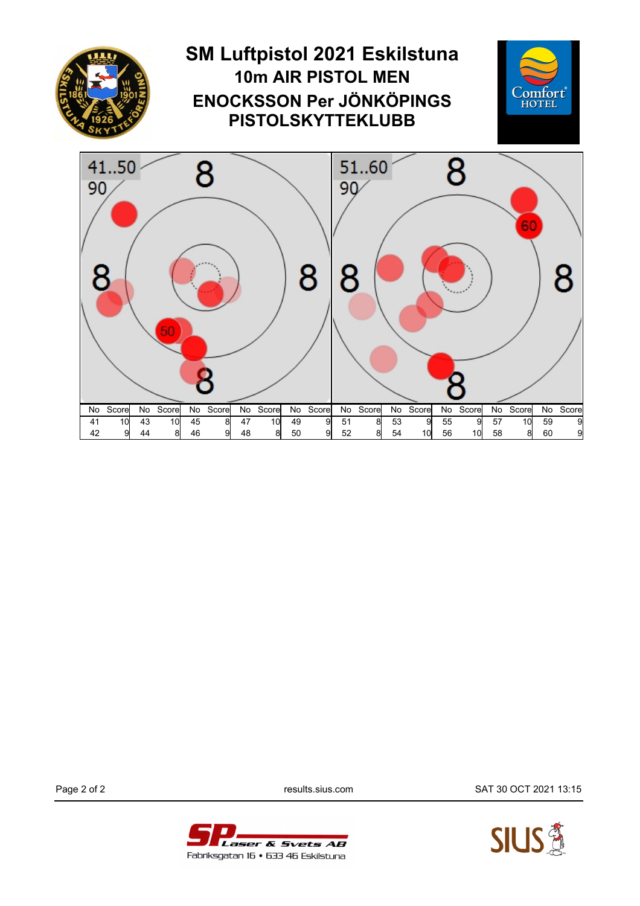# SM Luftpistol 2021 Eskilstuna

## 10m AIR PISTOL MEN

## ENOCKSSON Per JÖNKÖPINGS PISTOLSKYTTEKLUBB

41..50
90
8
8
8
8
50

51..60
90
8
8
8
8
60

| No | Score | No | Score | No | Score | No | Score | No | Score | No | Score | No | Score | No | Score | No | Score | No | Score |
|---|---|---|---|---|---|---|---|---|---|---|---|---|---|---|---|---|---|---|---|
| 41 | 10 | 43 | 10 | 45 | 8 | 47 | 10 | 49 | 9 | 51 | 8 | 53 | 9 | 55 | 9 | 57 | 10 | 59 | 9 |
| 42 | 9 | 44 | 8 | 46 | 9 | 48 | 8 | 50 | 9 | 52 | 8 | 54 | 10 | 56 | 10 | 58 | 8 | 60 | 9 |

results.sius.com SAT 30 OCT 2021 13:15

SP Laser & Svets AB
Fabriksgatan 16 • 633 46 Eskilstuna